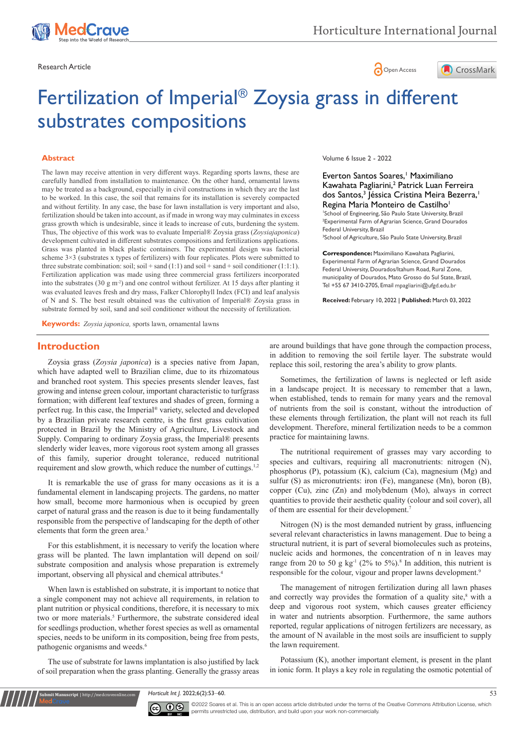Research Article

Open Access

# Fertilization of Imperial® Zoysia grass in different substrates compositions

## Abstract

The lawn may receive attention in very different ways. Regarding sports lawns, these are carefully handled from installation to maintenance. On the other hand, ornamental lawns may be treated as a background, especially in civil constructions in which they are the last to be worked. In this case, the soil that remains for its installation is severely compacted and without fertility. In any case, the base for lawn installation is very important and also, fertilization should be taken into account, as if made in wrong way may culminates in excess grass growth which is undesirable, since it leads to increase of cuts, burdening the system. Thus, The objective of this work was to evaluate Imperial® Zoysia grass (*Zoysiajaponica*) development cultivated in different substrates compositions and fertilizations applications. Grass was planted in black plastic containers. The experimental design was factorial scheme 3×3 (substrates x types of fertilizers) with four replicates. Plots were submitted to three substrate combination: soil; soil + sand (1:1) and soil + sand + soil conditioner (1:1:1). Fertilization application was made using three commercial grass fertilizers incorporated into the substrates (30 g m$^{-2}$) and one control without fertilizer. At 15 days after planting it was evaluated leaves fresh and dry mass, Falker Chlorophyll Index (FCI) and leaf analysis of N and S. The best result obtained was the cultivation of Imperial® Zoysia grass in substrate formed by soil, sand and soil conditioner without the necessity of fertilization.

**Keywords:** *Zoysia japonica,* sports lawn, ornamental lawns

Volume 6 Issue 2 - 2022

Everton Santos Soares,[1] Maximiliano Kawahata Pagliarini,[2] Patrick Luan Ferreira dos Santos,[3] Jéssica Cristina Meira Bezerra,[1] Regina Maria Monteiro de Castilho[1]

[1]School of Engineering, São Paulo State University, Brazil
[2]Experimental Farm of Agrarian Science, Grand Dourados Federal University, Brazil
[3]School of Agriculture, São Paulo State University, Brazil

**Correspondence:** Maximiliano Kawahata Pagliarini, Experimental Farm of Agrarian Science, Grand Dourados Federal University, Dourados/Itahum Road, Rural Zone, municipality of Dourados, Mato Grosso do Sul State, Brazil, Tel +55 67 3410-2705, Email mpagliarini@ufgd.edu.br

**Received:** February 10, 2022 | **Published:** March 03, 2022

## Introduction

Zoysia grass (*Zoysia japonica*) is a species native from Japan, which have adapted well to Brazilian clime, due to its rhizomatous and branched root system. This species presents slender leaves, fast growing and intense green colour, important characteristic to turfgrass formation; with different leaf textures and shades of green, forming a perfect rug. In this case, the Imperial® variety, selected and developed by a Brazilian private research centre, is the first grass cultivation protected in Brazil by the Ministry of Agriculture, Livestock and Supply. Comparing to ordinary Zoysia grass, the Imperial® presents slenderly wider leaves, more vigorous root system among all grasses of this family, superior drought tolerance, reduced nutritional requirement and slow growth, which reduce the number of cuttings.[1,2]

It is remarkable the use of grass for many occasions as it is a fundamental element in landscaping projects. The gardens, no matter how small, become more harmonious when is occupied by green carpet of natural grass and the reason is due to it being fundamentally responsible from the perspective of landscaping for the depth of other elements that form the green area.[3]

For this establishment, it is necessary to verify the location where grass will be planted. The lawn implantation will depend on soil/substrate composition and analysis whose preparation is extremely important, observing all physical and chemical attributes.[4]

When lawn is established on substrate, it is important to notice that a single component may not achieve all requirements, in relation to plant nutrition or physical conditions, therefore, it is necessary to mix two or more materials.[5] Furthermore, the substrate considered ideal for seedlings production, whether forest species as well as ornamental species, needs to be uniform in its composition, being free from pests, pathogenic organisms and weeds.[6]

The use of substrate for lawns implantation is also justified by lack of soil preparation when the grass planting. Generally the grassy areas are around buildings that have gone through the compaction process, in addition to removing the soil fertile layer. The substrate would replace this soil, restoring the area's ability to grow plants.

Sometimes, the fertilization of lawns is neglected or left aside in a landscape project. It is necessary to remember that a lawn, when established, tends to remain for many years and the removal of nutrients from the soil is constant, without the introduction of these elements through fertilization, the plant will not reach its full development. Therefore, mineral fertilization needs to be a common practice for maintaining lawns.

The nutritional requirement of grasses may vary according to species and cultivars, requiring all macronutrients: nitrogen (N), phosphorus (P), potassium (K), calcium (Ca), magnesium (Mg) and sulfur (S) as micronutrients: iron (Fe), manganese (Mn), boron (B), copper (Cu), zinc (Zn) and molybdenum (Mo), always in correct quantities to provide their aesthetic quality (colour and soil cover), all of them are essential for their development.[7]

Nitrogen (N) is the most demanded nutrient by grass, influencing several relevant characteristics in lawns management. Due to being a structural nutrient, it is part of several biomolecules such as proteins, nucleic acids and hormones, the concentration of n in leaves may range from 20 to 50 g kg$^{-1}$ (2% to 5%).[8] In addition, this nutrient is responsible for the colour, vigour and proper lawns development.[9]

The management of nitrogen fertilization during all lawn phases and correctly way provides the formation of a quality site,[8] with a deep and vigorous root system, which causes greater efficiency in water and nutrients absorption. Furthermore, the same authors reported, regular applications of nitrogen fertilizers are necessary, as the amount of N available in the most soils are insufficient to supply the lawn requirement.

Potassium (K), another important element, is present in the plant in ionic form. It plays a key role in regulating the osmotic potential of

©2022 Soares et al. This is an open access article distributed under the terms of the Creative Commons Attribution License, which permits unrestricted use, distribution, and build upon your work non-commercially.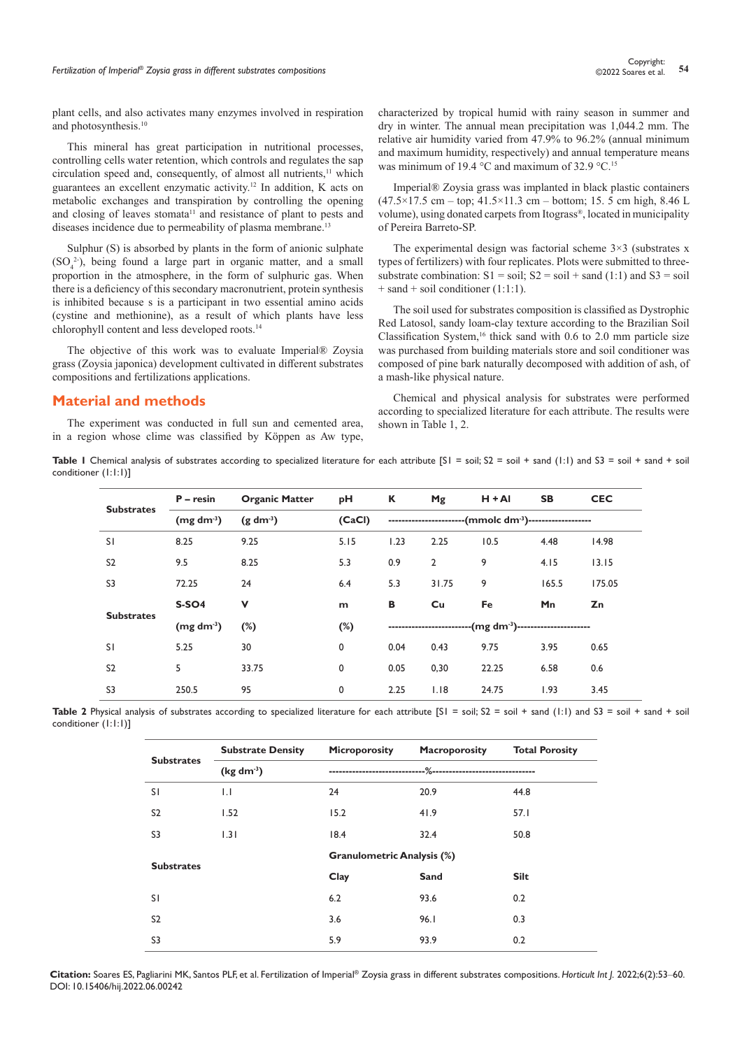plant cells, and also activates many enzymes involved in respiration and photosynthesis.[10]

This mineral has great participation in nutritional processes, controlling cells water retention, which controls and regulates the sap circulation speed and, consequently, of almost all nutrients,[11] which guarantees an excellent enzymatic activity.[12] In addition, K acts on metabolic exchanges and transpiration by controlling the opening and closing of leaves stomata[11] and resistance of plant to pests and diseases incidence due to permeability of plasma membrane.[13]

Sulphur (S) is absorbed by plants in the form of anionic sulphate ($SO_4^{2-}$), being found a large part in organic matter, and a small proportion in the atmosphere, in the form of sulphuric gas. When there is a deficiency of this secondary macronutrient, protein synthesis is inhibited because s is a participant in two essential amino acids (cystine and methionine), as a result of which plants have less chlorophyll content and less developed roots.[14]

The objective of this work was to evaluate Imperial® Zoysia grass (Zoysia japonica) development cultivated in different substrates compositions and fertilizations applications.

## Material and methods

The experiment was conducted in full sun and cemented area, in a region whose clime was classified by Köppen as Aw type, characterized by tropical humid with rainy season in summer and dry in winter. The annual mean precipitation was 1,044.2 mm. The relative air humidity varied from 47.9% to 96.2% (annual minimum and maximum humidity, respectively) and annual temperature means was minimum of 19.4 °C and maximum of 32.9 °C.[15]

Imperial® Zoysia grass was implanted in black plastic containers (47.5×17.5 cm – top; 41.5×11.3 cm – bottom; 15. 5 cm high, 8.46 L volume), using donated carpets from Itograss®, located in municipality of Pereira Barreto-SP.

The experimental design was factorial scheme 3×3 (substrates x types of fertilizers) with four replicates. Plots were submitted to three-substrate combination: S1 = soil; S2 = soil + sand (1:1) and S3 = soil + sand + soil conditioner (1:1:1).

The soil used for substrates composition is classified as Dystrophic Red Latosol, sandy loam-clay texture according to the Brazilian Soil Classification System,[16] thick sand with 0.6 to 2.0 mm particle size was purchased from building materials store and soil conditioner was composed of pine bark naturally decomposed with addition of ash, of a mash-like physical nature.

Chemical and physical analysis for substrates were performed according to specialized literature for each attribute. The results were shown in Table 1, 2.

**Table 1** Chemical analysis of substrates according to specialized literature for each attribute [S1 = soil; S2 = soil + sand (1:1) and S3 = soil + sand + soil conditioner (1:1:1)]

| Substrates | P – resin | Organic Matter | pH | K | Mg | H + Al | SB | CEC |
|---|---|---|---|---|---|---|---|---|
| | (mg dm$^{-3}$) | (g dm$^{-3}$) | (CaCl) | (mmolc dm$^{-3}$) | | | | |
| S1 | 8.25 | 9.25 | 5.15 | 1.23 | 2.25 | 10.5 | 4.48 | 14.98 |
| S2 | 9.5 | 8.25 | 5.3 | 0.9 | 2 | 9 | 4.15 | 13.15 |
| S3 | 72.25 | 24 | 6.4 | 5.3 | 31.75 | 9 | 165.5 | 175.05 |
| **Substrates** | **S-SO4** | **V** | **m** | **B** | **Cu** | **Fe** | **Mn** | **Zn** |
| | (mg dm$^{-3}$) | (%) | (%) | (mg dm$^{-3}$) | | | | |
| S1 | 5.25 | 30 | 0 | 0.04 | 0.43 | 9.75 | 3.95 | 0.65 |
| S2 | 5 | 33.75 | 0 | 0.05 | 0,30 | 22.25 | 6.58 | 0.6 |
| S3 | 250.5 | 95 | 0 | 2.25 | 1.18 | 24.75 | 1.93 | 3.45 |

**Table 2** Physical analysis of substrates according to specialized literature for each attribute [S1 = soil; S2 = soil + sand (1:1) and S3 = soil + sand + soil conditioner (1:1:1)]

| Substrates | Substrate Density | Microporosity | Macroporosity | Total Porosity |
|---|---|---|---|---|
| | (kg dm$^{-3}$) | % | | |
| S1 | 1.1 | 24 | 20.9 | 44.8 |
| S2 | 1.52 | 15.2 | 41.9 | 57.1 |
| S3 | 1.31 | 18.4 | 32.4 | 50.8 |
| **Substrates** | | **Granulometric Analysis (%)** | | |
| | | **Clay** | **Sand** | **Silt** |
| S1 | | 6.2 | 93.6 | 0.2 |
| S2 | | 3.6 | 96.1 | 0.3 |
| S3 | | 5.9 | 93.9 | 0.2 |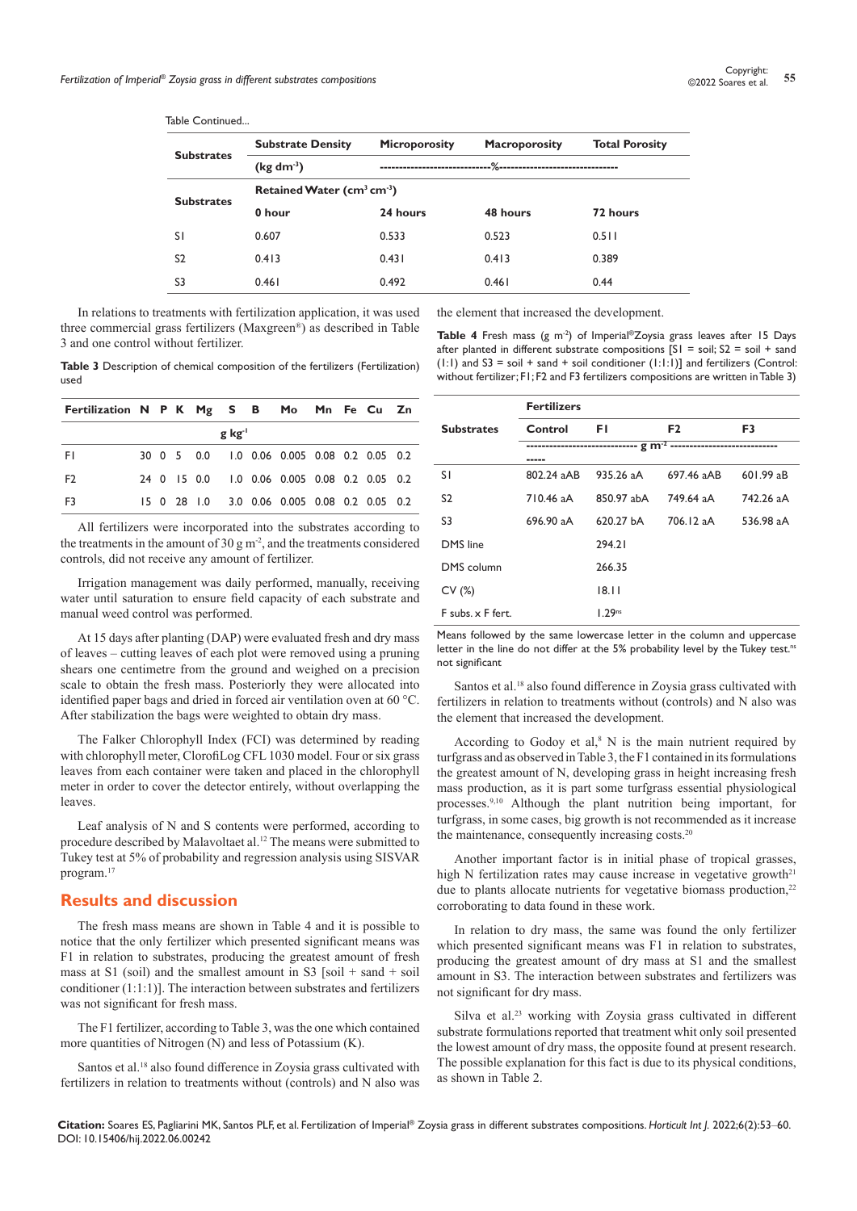Table Continued...

| Substrates | Substrate Density | Microporosity | Macroporosity | Total Porosity |
|---|---|---|---|---|
| | (kg dm$^{-3}$) | ------------------------------%------------------------------ | | |
| Substrates | Retained Water (cm$^3$ cm$^{-3}$) | | | |
| | 0 hour | 24 hours | 48 hours | 72 hours |
| S1 | 0.607 | 0.533 | 0.523 | 0.511 |
| S2 | 0.413 | 0.431 | 0.413 | 0.389 |
| S3 | 0.461 | 0.492 | 0.461 | 0.44 |

In relations to treatments with fertilization application, it was used three commercial grass fertilizers (Maxgreen®) as described in Table 3 and one control without fertilizer.

**Table 3** Description of chemical composition of the fertilizers (Fertilization) used

| Fertilization | N | P | K | Mg | S | B | Mo | Mn | Fe | Cu | Zn |
|---|---|---|---|---|---|---|---|---|---|---|---|
| | | | | | g kg$^{-1}$ | | | | | | |
| F1 | 30 | 0 | 5 | 0.0 | 1.0 | 0.06 | 0.005 | 0.08 | 0.2 | 0.05 | 0.2 |
| F2 | 24 | 0 | 15 | 0.0 | 1.0 | 0.06 | 0.005 | 0.08 | 0.2 | 0.05 | 0.2 |
| F3 | 15 | 0 | 28 | 1.0 | 3.0 | 0.06 | 0.005 | 0.08 | 0.2 | 0.05 | 0.2 |

All fertilizers were incorporated into the substrates according to the treatments in the amount of 30 g m$^{-2}$, and the treatments considered controls, did not receive any amount of fertilizer.

Irrigation management was daily performed, manually, receiving water until saturation to ensure field capacity of each substrate and manual weed control was performed.

At 15 days after planting (DAP) were evaluated fresh and dry mass of leaves – cutting leaves of each plot were removed using a pruning shears one centimetre from the ground and weighed on a precision scale to obtain the fresh mass. Posteriorly they were allocated into identified paper bags and dried in forced air ventilation oven at 60 °C. After stabilization the bags were weighted to obtain dry mass.

The Falker Chlorophyll Index (FCI) was determined by reading with chlorophyll meter, ClorofiLog CFL 1030 model. Four or six grass leaves from each container were taken and placed in the chlorophyll meter in order to cover the detector entirely, without overlapping the leaves.

Leaf analysis of N and S contents were performed, according to procedure described by Malavoltaet al.[12] The means were submitted to Tukey test at 5% of probability and regression analysis using SISVAR program.[17]

## Results and discussion

The fresh mass means are shown in Table 4 and it is possible to notice that the only fertilizer which presented significant means was F1 in relation to substrates, producing the greatest amount of fresh mass at S1 (soil) and the smallest amount in S3 [soil + sand + soil conditioner (1:1:1)]. The interaction between substrates and fertilizers was not significant for fresh mass.

The F1 fertilizer, according to Table 3, was the one which contained more quantities of Nitrogen (N) and less of Potassium (K).

Santos et al.[18] also found difference in Zoysia grass cultivated with fertilizers in relation to treatments without (controls) and N also was the element that increased the development.

**Table 4** Fresh mass (g m$^{-2}$) of Imperial®Zoysia grass leaves after 15 Days after planted in different substrate compositions [S1 = soil; S2 = soil + sand (1:1) and S3 = soil + sand + soil conditioner (1:1:1)] and fertilizers (Control: without fertilizer; F1; F2 and F3 fertilizers compositions are written in Table 3)

| Substrates | Fertilizers | | | |
|---|---|---|---|---|
| | Control | F1 | F2 | F3 |
| | ------------------------------ g m$^{-2}$ ------------------------------ | | | |
| S1 | 802.24 aAB | 935.26 aA | 697.46 aAB | 601.99 aB |
| S2 | 710.46 aA | 850.97 abA | 749.64 aA | 742.26 aA |
| S3 | 696.90 aA | 620.27 bA | 706.12 aA | 536.98 aA |
| DMS line | | 294.21 | | |
| DMS column | | 266.35 | | |
| CV (%) | | 18.11 | | |
| F subs. x F fert. | | 1.29$^{ns}$ | | |

Means followed by the same lowercase letter in the column and uppercase letter in the line do not differ at the 5% probability level by the Tukey test.$^{ns}$ not significant

Santos et al.[18] also found difference in Zoysia grass cultivated with fertilizers in relation to treatments without (controls) and N also was the element that increased the development.

According to Godoy et al,[8] N is the main nutrient required by turfgrass and as observed in Table 3, the F1 contained in its formulations the greatest amount of N, developing grass in height increasing fresh mass production, as it is part some turfgrass essential physiological processes.[9,10] Although the plant nutrition being important, for turfgrass, in some cases, big growth is not recommended as it increase the maintenance, consequently increasing costs.[20]

Another important factor is in initial phase of tropical grasses, high N fertilization rates may cause increase in vegetative growth[21] due to plants allocate nutrients for vegetative biomass production,[22] corroborating to data found in these work.

In relation to dry mass, the same was found the only fertilizer which presented significant means was F1 in relation to substrates, producing the greatest amount of dry mass at S1 and the smallest amount in S3. The interaction between substrates and fertilizers was not significant for dry mass.

Silva et al.[23] working with Zoysia grass cultivated in different substrate formulations reported that treatment whit only soil presented the lowest amount of dry mass, the opposite found at present research. The possible explanation for this fact is due to its physical conditions, as shown in Table 2.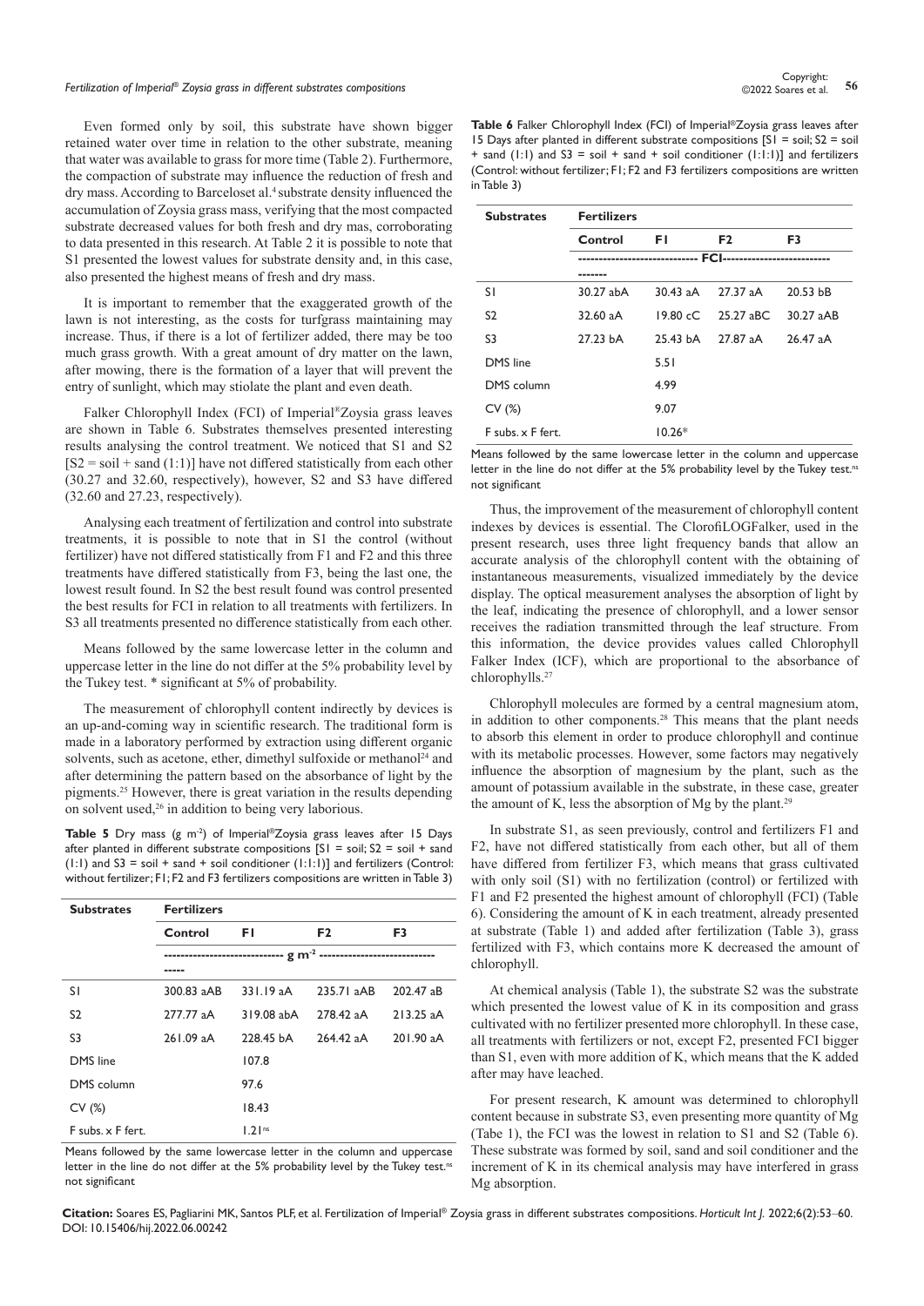Even formed only by soil, this substrate have shown bigger retained water over time in relation to the other substrate, meaning that water was available to grass for more time (Table 2). Furthermore, the compaction of substrate may influence the reduction of fresh and dry mass. According to Barceloset al.[4] substrate density influenced the accumulation of Zoysia grass mass, verifying that the most compacted substrate decreased values for both fresh and dry mas, corroborating to data presented in this research. At Table 2 it is possible to note that S1 presented the lowest values for substrate density and, in this case, also presented the highest means of fresh and dry mass.

It is important to remember that the exaggerated growth of the lawn is not interesting, as the costs for turfgrass maintaining may increase. Thus, if there is a lot of fertilizer added, there may be too much grass growth. With a great amount of dry matter on the lawn, after mowing, there is the formation of a layer that will prevent the entry of sunlight, which may stiolate the plant and even death.

Falker Chlorophyll Index (FCI) of Imperial®Zoysia grass leaves are shown in Table 6. Substrates themselves presented interesting results analysing the control treatment. We noticed that S1 and S2 [S2 = soil + sand (1:1)] have not differed statistically from each other (30.27 and 32.60, respectively), however, S2 and S3 have differed (32.60 and 27.23, respectively).

Analysing each treatment of fertilization and control into substrate treatments, it is possible to note that in S1 the control (without fertilizer) have not differed statistically from F1 and F2 and this three treatments have differed statistically from F3, being the last one, the lowest result found. In S2 the best result found was control presented the best results for FCI in relation to all treatments with fertilizers. In S3 all treatments presented no difference statistically from each other.

Means followed by the same lowercase letter in the column and uppercase letter in the line do not differ at the 5% probability level by the Tukey test. * significant at 5% of probability.

The measurement of chlorophyll content indirectly by devices is an up-and-coming way in scientific research. The traditional form is made in a laboratory performed by extraction using different organic solvents, such as acetone, ether, dimethyl sulfoxide or methanol[24] and after determining the pattern based on the absorbance of light by the pigments.[25] However, there is great variation in the results depending on solvent used,[26] in addition to being very laborious.

**Table 5** Dry mass (g m$^{-2}$) of Imperial®Zoysia grass leaves after 15 Days after planted in different substrate compositions [S1 = soil; S2 = soil + sand (1:1) and S3 = soil + sand + soil conditioner (1:1:1)] and fertilizers (Control: without fertilizer; F1; F2 and F3 fertilizers compositions are written in Table 3)

| Substrates | Fertilizers | | | |
|---|---|---|---|---|
| | Control | F1 | F2 | F3 |
| | g m$^{-2}$ | | | |
| S1 | 300.83 aAB | 331.19 aA | 235.71 aAB | 202.47 aB |
| S2 | 277.77 aA | 319.08 abA | 278.42 aA | 213.25 aA |
| S3 | 261.09 aA | 228.45 bA | 264.42 aA | 201.90 aA |
| DMS line | 107.8 | | | |
| DMS column | 97.6 | | | |
| CV (%) | 18.43 | | | |
| F subs. x F fert. | 1.21[ns] | | | |

Means followed by the same lowercase letter in the column and uppercase letter in the line do not differ at the 5% probability level by the Tukey test.[ns] not significant

**Table 6** Falker Chlorophyll Index (FCI) of Imperial®Zoysia grass leaves after 15 Days after planted in different substrate compositions [S1 = soil; S2 = soil + sand (1:1) and S3 = soil + sand + soil conditioner (1:1:1)] and fertilizers (Control: without fertilizer; F1; F2 and F3 fertilizers compositions are written in Table 3)

| Substrates | Fertilizers | | | |
|---|---|---|---|---|
| | Control | F1 | F2 | F3 |
| | FCI | | | |
| S1 | 30.27 abA | 30.43 aA | 27.37 aA | 20.53 bB |
| S2 | 32.60 aA | 19.80 cC | 25.27 aBC | 30.27 aAB |
| S3 | 27.23 bA | 25.43 bA | 27.87 aA | 26.47 aA |
| DMS line | 5.51 | | | |
| DMS column | 4.99 | | | |
| CV (%) | 9.07 | | | |
| F subs. x F fert. | 10.26* | | | |

Means followed by the same lowercase letter in the column and uppercase letter in the line do not differ at the 5% probability level by the Tukey test.[ns] not significant

Thus, the improvement of the measurement of chlorophyll content indexes by devices is essential. The ClorofiLOGFalker, used in the present research, uses three light frequency bands that allow an accurate analysis of the chlorophyll content with the obtaining of instantaneous measurements, visualized immediately by the device display. The optical measurement analyses the absorption of light by the leaf, indicating the presence of chlorophyll, and a lower sensor receives the radiation transmitted through the leaf structure. From this information, the device provides values called Chlorophyll Falker Index (ICF), which are proportional to the absorbance of chlorophylls.[27]

Chlorophyll molecules are formed by a central magnesium atom, in addition to other components.[28] This means that the plant needs to absorb this element in order to produce chlorophyll and continue with its metabolic processes. However, some factors may negatively influence the absorption of magnesium by the plant, such as the amount of potassium available in the substrate, in these case, greater the amount of K, less the absorption of Mg by the plant.[29]

In substrate S1, as seen previously, control and fertilizers F1 and F2, have not differed statistically from each other, but all of them have differed from fertilizer F3, which means that grass cultivated with only soil (S1) with no fertilization (control) or fertilized with F1 and F2 presented the highest amount of chlorophyll (FCI) (Table 6). Considering the amount of K in each treatment, already presented at substrate (Table 1) and added after fertilization (Table 3), grass fertilized with F3, which contains more K decreased the amount of chlorophyll.

At chemical analysis (Table 1), the substrate S2 was the substrate which presented the lowest value of K in its composition and grass cultivated with no fertilizer presented more chlorophyll. In these case, all treatments with fertilizers or not, except F2, presented FCI bigger than S1, even with more addition of K, which means that the K added after may have leached.

For present research, K amount was determined to chlorophyll content because in substrate S3, even presenting more quantity of Mg (Tabe 1), the FCI was the lowest in relation to S1 and S2 (Table 6). These substrate was formed by soil, sand and soil conditioner and the increment of K in its chemical analysis may have interfered in grass Mg absorption.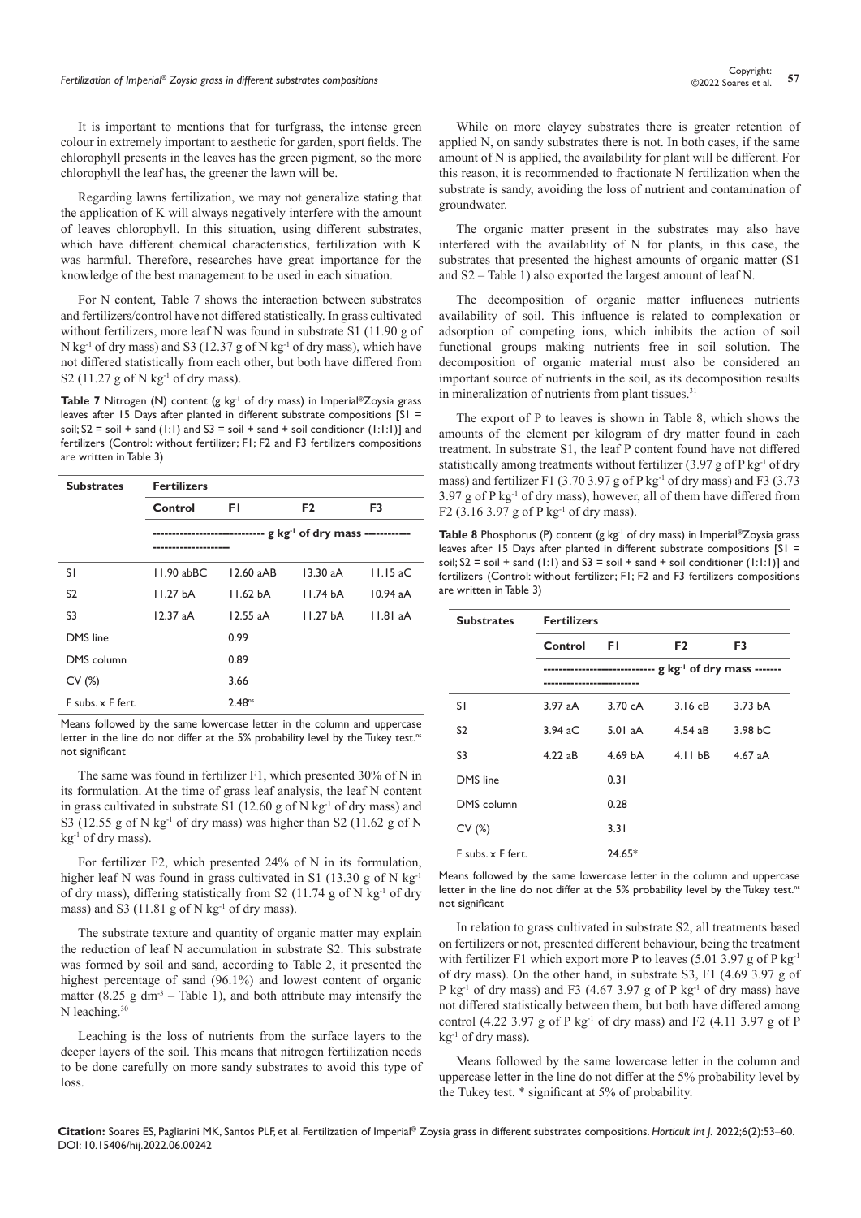It is important to mentions that for turfgrass, the intense green colour in extremely important to aesthetic for garden, sport fields. The chlorophyll presents in the leaves has the green pigment, so the more chlorophyll the leaf has, the greener the lawn will be.

Regarding lawns fertilization, we may not generalize stating that the application of K will always negatively interfere with the amount of leaves chlorophyll. In this situation, using different substrates, which have different chemical characteristics, fertilization with K was harmful. Therefore, researches have great importance for the knowledge of the best management to be used in each situation.

For N content, Table 7 shows the interaction between substrates and fertilizers/control have not differed statistically. In grass cultivated without fertilizers, more leaf N was found in substrate S1 (11.90 g of N kg$^{-1}$ of dry mass) and S3 (12.37 g of N kg$^{-1}$ of dry mass), which have not differed statistically from each other, but both have differed from S2 (11.27 g of N kg$^{-1}$ of dry mass).

**Table 7** Nitrogen (N) content (g kg$^{-1}$ of dry mass) in Imperial®Zoysia grass leaves after 15 Days after planted in different substrate compositions [S1 = soil; S2 = soil + sand (1:1) and S3 = soil + sand + soil conditioner (1:1:1)] and fertilizers (Control: without fertilizer; F1; F2 and F3 fertilizers compositions are written in Table 3)

| Substrates | Fertilizers | | | |
|---|---|---|---|---|
| | Control | F1 | F2 | F3 |
| | g kg$^{-1}$ of dry mass | | | |
| S1 | 11.90 abBC | 12.60 aAB | 13.30 aA | 11.15 aC |
| S2 | 11.27 bA | 11.62 bA | 11.74 bA | 10.94 aA |
| S3 | 12.37 aA | 12.55 aA | 11.27 bA | 11.81 aA |
| DMS line | | 0.99 | | |
| DMS column | | 0.89 | | |
| CV (%) | | 3.66 | | |
| F subs. x F fert. | | 2.48$^{ns}$ | | |

Means followed by the same lowercase letter in the column and uppercase letter in the line do not differ at the 5% probability level by the Tukey test.$^{ns}$ not significant

The same was found in fertilizer F1, which presented 30% of N in its formulation. At the time of grass leaf analysis, the leaf N content in grass cultivated in substrate S1 (12.60 g of N kg$^{-1}$ of dry mass) and S3 (12.55 g of N kg$^{-1}$ of dry mass) was higher than S2 (11.62 g of N kg$^{-1}$ of dry mass).

For fertilizer F2, which presented 24% of N in its formulation, higher leaf N was found in grass cultivated in S1 (13.30 g of N kg$^{-1}$ of dry mass), differing statistically from S2 (11.74 g of N kg$^{-1}$ of dry mass) and S3 (11.81 g of N kg$^{-1}$ of dry mass).

The substrate texture and quantity of organic matter may explain the reduction of leaf N accumulation in substrate S2. This substrate was formed by soil and sand, according to Table 2, it presented the highest percentage of sand (96.1%) and lowest content of organic matter (8.25 g dm$^{-3}$ – Table 1), and both attribute may intensify the N leaching.[30]

Leaching is the loss of nutrients from the surface layers to the deeper layers of the soil. This means that nitrogen fertilization needs to be done carefully on more sandy substrates to avoid this type of loss.

While on more clayey substrates there is greater retention of applied N, on sandy substrates there is not. In both cases, if the same amount of N is applied, the availability for plant will be different. For this reason, it is recommended to fractionate N fertilization when the substrate is sandy, avoiding the loss of nutrient and contamination of groundwater.

The organic matter present in the substrates may also have interfered with the availability of N for plants, in this case, the substrates that presented the highest amounts of organic matter (S1 and S2 – Table 1) also exported the largest amount of leaf N.

The decomposition of organic matter influences nutrients availability of soil. This influence is related to complexation or adsorption of competing ions, which inhibits the action of soil functional groups making nutrients free in soil solution. The decomposition of organic material must also be considered an important source of nutrients in the soil, as its decomposition results in mineralization of nutrients from plant tissues.[31]

The export of P to leaves is shown in Table 8, which shows the amounts of the element per kilogram of dry matter found in each treatment. In substrate S1, the leaf P content found have not differed statistically among treatments without fertilizer (3.97 g of P kg$^{-1}$ of dry mass) and fertilizer F1 (3.70 3.97 g of P kg$^{-1}$ of dry mass) and F3 (3.73 3.97 g of P kg$^{-1}$ of dry mass), however, all of them have differed from F2 (3.16 3.97 g of P kg$^{-1}$ of dry mass).

**Table 8** Phosphorus (P) content (g kg$^{-1}$ of dry mass) in Imperial®Zoysia grass leaves after 15 Days after planted in different substrate compositions [S1 = soil; S2 = soil + sand (1:1) and S3 = soil + sand + soil conditioner (1:1:1)] and fertilizers (Control: without fertilizer; F1; F2 and F3 fertilizers compositions are written in Table 3)

| Substrates | Fertilizers | | | |
|---|---|---|---|---|
| | Control | F1 | F2 | F3 |
| | g kg$^{-1}$ of dry mass | | | |
| S1 | 3.97 aA | 3.70 cA | 3.16 cB | 3.73 bA |
| S2 | 3.94 aC | 5.01 aA | 4.54 aB | 3.98 bC |
| S3 | 4.22 aB | 4.69 bA | 4.11 bB | 4.67 aA |
| DMS line | | 0.31 | | |
| DMS column | | 0.28 | | |
| CV (%) | | 3.31 | | |
| F subs. x F fert. | | 24.65* | | |

Means followed by the same lowercase letter in the column and uppercase letter in the line do not differ at the 5% probability level by the Tukey test.$^{ns}$ not significant

In relation to grass cultivated in substrate S2, all treatments based on fertilizers or not, presented different behaviour, being the treatment with fertilizer F1 which export more P to leaves (5.01 3.97 g of P kg$^{-1}$ of dry mass). On the other hand, in substrate S3, F1 (4.69 3.97 g of P kg$^{-1}$ of dry mass) and F3 (4.67 3.97 g of P kg$^{-1}$ of dry mass) have not differed statistically between them, but both have differed among control (4.22 3.97 g of P kg$^{-1}$ of dry mass) and F2 (4.11 3.97 g of P kg$^{-1}$ of dry mass).

Means followed by the same lowercase letter in the column and uppercase letter in the line do not differ at the 5% probability level by the Tukey test. * significant at 5% of probability.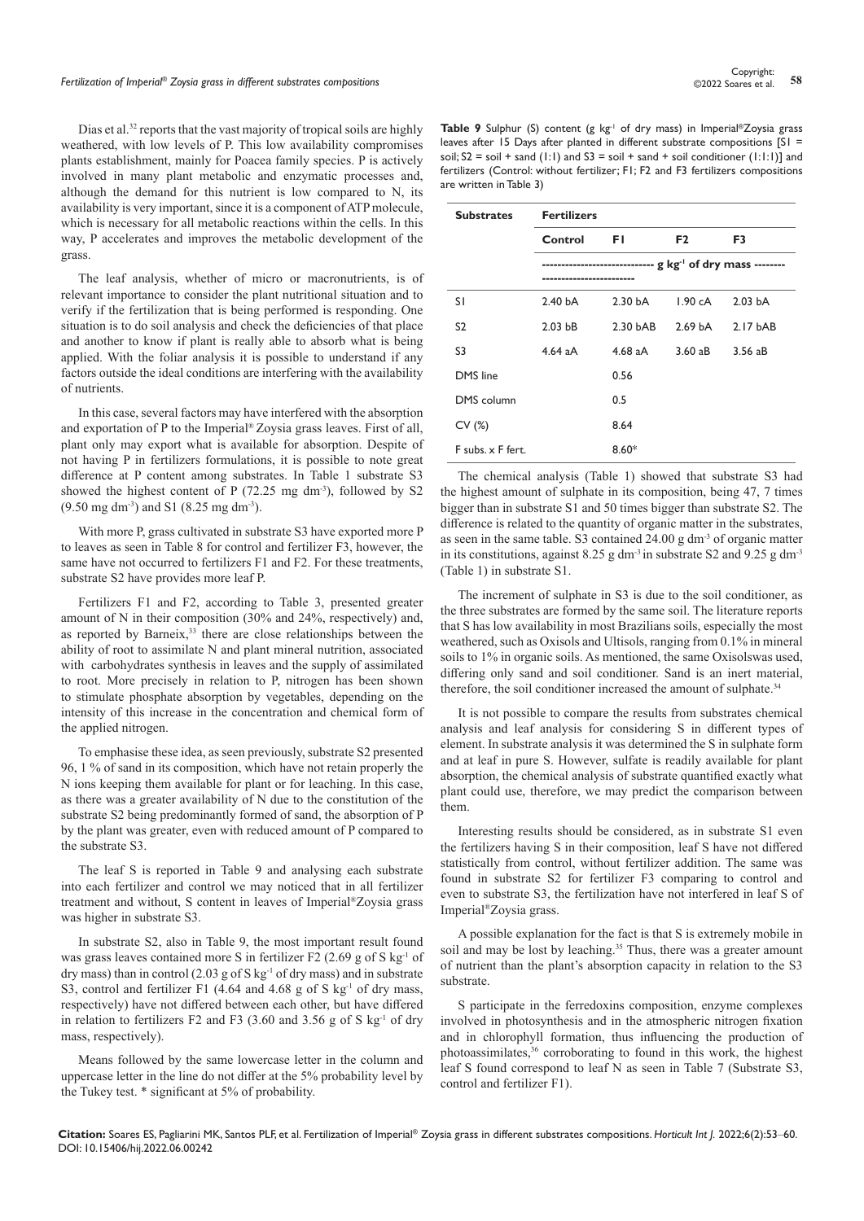Dias et al.[32] reports that the vast majority of tropical soils are highly weathered, with low levels of P. This low availability compromises plants establishment, mainly for Poacea family species. P is actively involved in many plant metabolic and enzymatic processes and, although the demand for this nutrient is low compared to N, its availability is very important, since it is a component of ATP molecule, which is necessary for all metabolic reactions within the cells. In this way, P accelerates and improves the metabolic development of the grass.

The leaf analysis, whether of micro or macronutrients, is of relevant importance to consider the plant nutritional situation and to verify if the fertilization that is being performed is responding. One situation is to do soil analysis and check the deficiencies of that place and another to know if plant is really able to absorb what is being applied. With the foliar analysis it is possible to understand if any factors outside the ideal conditions are interfering with the availability of nutrients.

In this case, several factors may have interfered with the absorption and exportation of P to the Imperial® Zoysia grass leaves. First of all, plant only may export what is available for absorption. Despite of not having P in fertilizers formulations, it is possible to note great difference at P content among substrates. In Table 1 substrate S3 showed the highest content of P (72.25 mg dm$^{-3}$), followed by S2 (9.50 mg dm$^{-3}$) and S1 (8.25 mg dm$^{-3}$).

With more P, grass cultivated in substrate S3 have exported more P to leaves as seen in Table 8 for control and fertilizer F3, however, the same have not occurred to fertilizers F1 and F2. For these treatments, substrate S2 have provides more leaf P.

Fertilizers F1 and F2, according to Table 3, presented greater amount of N in their composition (30% and 24%, respectively) and, as reported by Barneix,[33] there are close relationships between the ability of root to assimilate N and plant mineral nutrition, associated with carbohydrates synthesis in leaves and the supply of assimilated to root. More precisely in relation to P, nitrogen has been shown to stimulate phosphate absorption by vegetables, depending on the intensity of this increase in the concentration and chemical form of the applied nitrogen.

To emphasise these idea, as seen previously, substrate S2 presented 96, 1 % of sand in its composition, which have not retain properly the N ions keeping them available for plant or for leaching. In this case, as there was a greater availability of N due to the constitution of the substrate S2 being predominantly formed of sand, the absorption of P by the plant was greater, even with reduced amount of P compared to the substrate S3.

The leaf S is reported in Table 9 and analysing each substrate into each fertilizer and control we may noticed that in all fertilizer treatment and without, S content in leaves of Imperial®Zoysia grass was higher in substrate S3.

In substrate S2, also in Table 9, the most important result found was grass leaves contained more S in fertilizer F2 (2.69 g of S kg$^{-1}$ of dry mass) than in control (2.03 g of S kg$^{-1}$ of dry mass) and in substrate S3, control and fertilizer F1 (4.64 and 4.68 g of S kg$^{-1}$ of dry mass, respectively) have not differed between each other, but have differed in relation to fertilizers F2 and F3 (3.60 and 3.56 g of S kg$^{-1}$ of dry mass, respectively).

Means followed by the same lowercase letter in the column and uppercase letter in the line do not differ at the 5% probability level by the Tukey test. * significant at 5% of probability.

**Table 9** Sulphur (S) content (g kg$^{-1}$ of dry mass) in Imperial®Zoysia grass leaves after 15 Days after planted in different substrate compositions [S1 = soil; S2 = soil + sand (1:1) and S3 = soil + sand + soil conditioner (1:1:1)] and fertilizers (Control: without fertilizer; F1; F2 and F3 fertilizers compositions are written in Table 3)

| Substrates | Fertilizers | | | |
|---|---|---|---|---|
| | Control | F1 | F2 | F3 |
| | g kg$^{-1}$ of dry mass | | | |
| S1 | 2.40 bA | 2.30 bA | 1.90 cA | 2.03 bA |
| S2 | 2.03 bB | 2.30 bAB | 2.69 bA | 2.17 bAB |
| S3 | 4.64 aA | 4.68 aA | 3.60 aB | 3.56 aB |
| DMS line | | 0.56 | | |
| DMS column | | 0.5 | | |
| CV (%) | | 8.64 | | |
| F subs. x F fert. | | 8.60* | | |

The chemical analysis (Table 1) showed that substrate S3 had the highest amount of sulphate in its composition, being 47, 7 times bigger than in substrate S1 and 50 times bigger than substrate S2. The difference is related to the quantity of organic matter in the substrates, as seen in the same table. S3 contained 24.00 g dm$^{-3}$ of organic matter in its constitutions, against 8.25 g dm$^{-3}$ in substrate S2 and 9.25 g dm$^{-3}$ (Table 1) in substrate S1.

The increment of sulphate in S3 is due to the soil conditioner, as the three substrates are formed by the same soil. The literature reports that S has low availability in most Brazilians soils, especially the most weathered, such as Oxisols and Ultisols, ranging from 0.1% in mineral soils to 1% in organic soils. As mentioned, the same Oxisolswas used, differing only sand and soil conditioner. Sand is an inert material, therefore, the soil conditioner increased the amount of sulphate.[34]

It is not possible to compare the results from substrates chemical analysis and leaf analysis for considering S in different types of element. In substrate analysis it was determined the S in sulphate form and at leaf in pure S. However, sulfate is readily available for plant absorption, the chemical analysis of substrate quantified exactly what plant could use, therefore, we may predict the comparison between them.

Interesting results should be considered, as in substrate S1 even the fertilizers having S in their composition, leaf S have not differed statistically from control, without fertilizer addition. The same was found in substrate S2 for fertilizer F3 comparing to control and even to substrate S3, the fertilization have not interfered in leaf S of Imperial®Zoysia grass.

A possible explanation for the fact is that S is extremely mobile in soil and may be lost by leaching.[35] Thus, there was a greater amount of nutrient than the plant's absorption capacity in relation to the S3 substrate.

S participate in the ferredoxins composition, enzyme complexes involved in photosynthesis and in the atmospheric nitrogen fixation and in chlorophyll formation, thus influencing the production of photoassimilates,[36] corroborating to found in this work, the highest leaf S found correspond to leaf N as seen in Table 7 (Substrate S3, control and fertilizer F1).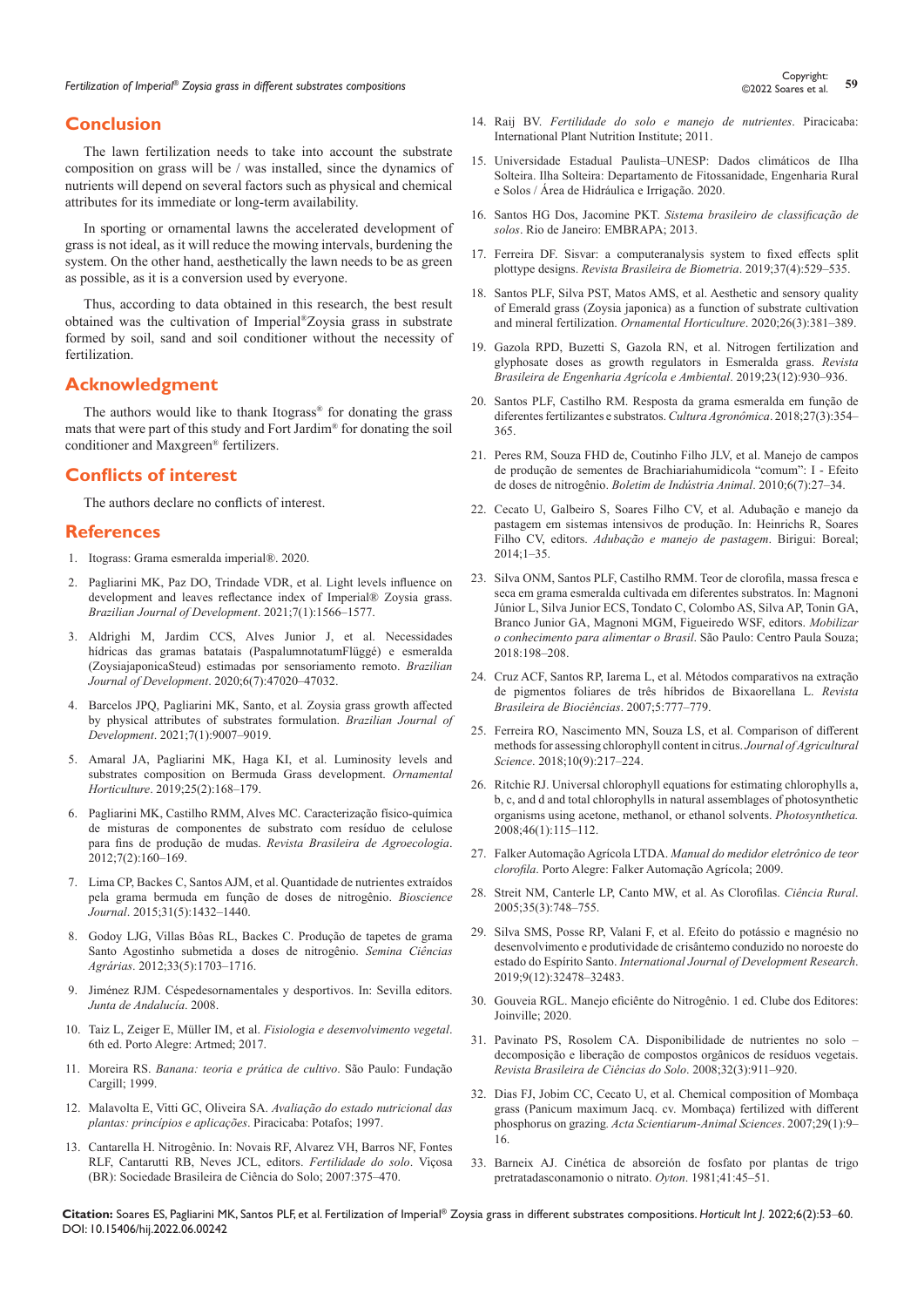## Conclusion

The lawn fertilization needs to take into account the substrate composition on grass will be / was installed, since the dynamics of nutrients will depend on several factors such as physical and chemical attributes for its immediate or long-term availability.

In sporting or ornamental lawns the accelerated development of grass is not ideal, as it will reduce the mowing intervals, burdening the system. On the other hand, aesthetically the lawn needs to be as green as possible, as it is a conversion used by everyone.

Thus, according to data obtained in this research, the best result obtained was the cultivation of Imperial®Zoysia grass in substrate formed by soil, sand and soil conditioner without the necessity of fertilization.

## Acknowledgment

The authors would like to thank Itograss® for donating the grass mats that were part of this study and Fort Jardim® for donating the soil conditioner and Maxgreen® fertilizers.

## Conflicts of interest

The authors declare no conflicts of interest.

## References

1. Itograss: Grama esmeralda imperial®. 2020.
2. Pagliarini MK, Paz DO, Trindade VDR, et al. Light levels influence on development and leaves reflectance index of Imperial® Zoysia grass. *Brazilian Journal of Development*. 2021;7(1):1566–1577.
3. Aldrighi M, Jardim CCS, Alves Junior J, et al. Necessidades hídricas das gramas batatais (PaspalumnotatumFlüggé) e esmeralda (ZoysiajaponicaSteud) estimadas por sensoriamento remoto. *Brazilian Journal of Development*. 2020;6(7):47020–47032.
4. Barcelos JPQ, Pagliarini MK, Santo, et al. Zoysia grass growth affected by physical attributes of substrates formulation. *Brazilian Journal of Development*. 2021;7(1):9007–9019.
5. Amaral JA, Pagliarini MK, Haga KI, et al. Luminosity levels and substrates composition on Bermuda Grass development. *Ornamental Horticulture*. 2019;25(2):168–179.
6. Pagliarini MK, Castilho RMM, Alves MC. Caracterização físico-química de misturas de componentes de substrato com resíduo de celulose para fins de produção de mudas. *Revista Brasileira de Agroecologia*. 2012;7(2):160–169.
7. Lima CP, Backes C, Santos AJM, et al. Quantidade de nutrientes extraídos pela grama bermuda em função de doses de nitrogênio. *Bioscience Journal*. 2015;31(5):1432–1440.
8. Godoy LJG, Villas Bôas RL, Backes C. Produção de tapetes de grama Santo Agostinho submetida a doses de nitrogênio. *Semina Ciências Agrárias*. 2012;33(5):1703–1716.
9. Jiménez RJM. Céspedesornamentales y desportivos. In: Sevilla editors. *Junta de Andalucía*. 2008.
10. Taiz L, Zeiger E, Müller IM, et al. *Fisiologia e desenvolvimento vegetal*. 6th ed. Porto Alegre: Artmed; 2017.
11. Moreira RS. *Banana: teoria e prática de cultivo*. São Paulo: Fundação Cargill; 1999.
12. Malavolta E, Vitti GC, Oliveira SA. *Avaliação do estado nutricional das plantas: princípios e aplicações*. Piracicaba: Potafos; 1997.
13. Cantarella H. Nitrogênio. In: Novais RF, Alvarez VH, Barros NF, Fontes RLF, Cantarutti RB, Neves JCL, editors. *Fertilidade do solo*. Viçosa (BR): Sociedade Brasileira de Ciência do Solo; 2007:375–470.
14. Raij BV. *Fertilidade do solo e manejo de nutrientes*. Piracicaba: International Plant Nutrition Institute; 2011.
15. Universidade Estadual Paulista–UNESP: Dados climáticos de Ilha Solteira. Ilha Solteira: Departamento de Fitossanidade, Engenharia Rural e Solos / Área de Hidráulica e Irrigação. 2020.
16. Santos HG Dos, Jacomine PKT. *Sistema brasileiro de classificação de solos*. Rio de Janeiro: EMBRAPA; 2013.
17. Ferreira DF. Sisvar: a computeranalysis system to fixed effects split plottype designs. *Revista Brasileira de Biometria*. 2019;37(4):529–535.
18. Santos PLF, Silva PST, Matos AMS, et al. Aesthetic and sensory quality of Emerald grass (Zoysia japonica) as a function of substrate cultivation and mineral fertilization. *Ornamental Horticulture*. 2020;26(3):381–389.
19. Gazola RPD, Buzetti S, Gazola RN, et al. Nitrogen fertilization and glyphosate doses as growth regulators in Esmeralda grass. *Revista Brasileira de Engenharia Agrícola e Ambiental*. 2019;23(12):930–936.
20. Santos PLF, Castilho RM. Resposta da grama esmeralda em função de diferentes fertilizantes e substratos. *Cultura Agronômica*. 2018;27(3):354–365.
21. Peres RM, Souza FHD de, Coutinho Filho JLV, et al. Manejo de campos de produção de sementes de Brachiariahumidicola "comum": I - Efeito de doses de nitrogênio. *Boletim de Indústria Animal*. 2010;6(7):27–34.
22. Cecato U, Galbeiro S, Soares Filho CV, et al. Adubação e manejo da pastagem em sistemas intensivos de produção. In: Heinrichs R, Soares Filho CV, editors. *Adubação e manejo de pastagem*. Birigui: Boreal; 2014;1–35.
23. Silva ONM, Santos PLF, Castilho RMM. Teor de clorofila, massa fresca e seca em grama esmeralda cultivada em diferentes substratos. In: Magnoni Júnior L, Silva Junior ECS, Tondato C, Colombo AS, Silva AP, Tonin GA, Branco Junior GA, Magnoni MGM, Figueiredo WSF, editors. *Mobilizar o conhecimento para alimentar o Brasil*. São Paulo: Centro Paula Souza; 2018:198–208.
24. Cruz ACF, Santos RP, Iarema L, et al. Métodos comparativos na extração de pigmentos foliares de três híbridos de Bixaorellana L. *Revista Brasileira de Biociências*. 2007;5:777–779.
25. Ferreira RO, Nascimento MN, Souza LS, et al. Comparison of different methods for assessing chlorophyll content in citrus. *Journal of Agricultural Science*. 2018;10(9):217–224.
26. Ritchie RJ. Universal chlorophyll equations for estimating chlorophylls a, b, c, and d and total chlorophylls in natural assemblages of photosynthetic organisms using acetone, methanol, or ethanol solvents. *Photosynthetica.* 2008;46(1):115–112.
27. Falker Automação Agrícola LTDA. *Manual do medidor eletrônico de teor clorofila*. Porto Alegre: Falker Automação Agrícola; 2009.
28. Streit NM, Canterle LP, Canto MW, et al. As Clorofilas. *Ciência Rural*. 2005;35(3):748–755.
29. Silva SMS, Posse RP, Valani F, et al. Efeito do potássio e magnésio no desenvolvimento e produtividade de crisântemo conduzido no noroeste do estado do Espírito Santo. *International Journal of Development Research*. 2019;9(12):32478–32483.
30. Gouveia RGL. Manejo eficiênte do Nitrogênio. 1 ed. Clube dos Editores: Joinville; 2020.
31. Pavinato PS, Rosolem CA. Disponibilidade de nutrientes no solo – decomposição e liberação de compostos orgânicos de resíduos vegetais. *Revista Brasileira de Ciências do Solo*. 2008;32(3):911–920.
32. Dias FJ, Jobim CC, Cecato U, et al. Chemical composition of Mombaça grass (Panicum maximum Jacq. cv. Mombaça) fertilized with different phosphorus on grazing. *Acta Scientiarum-Animal Sciences*. 2007;29(1):9–16.
33. Barneix AJ. Cinética de absoreión de fosfato por plantas de trigo pretratadasconamonio o nitrato. *Oyton*. 1981;41:45–51.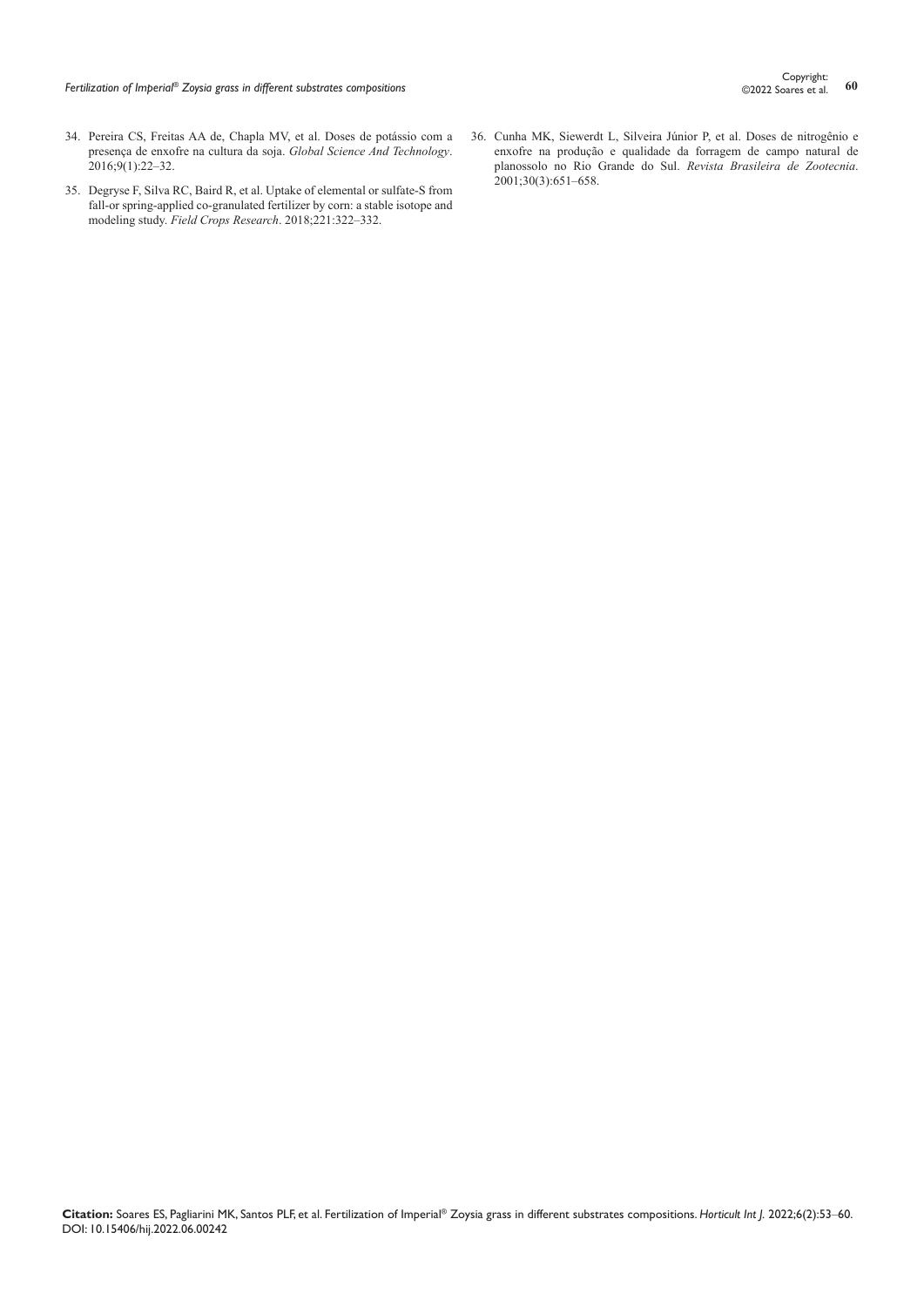34. Pereira CS, Freitas AA de, Chapla MV, et al. Doses de potássio com a presença de enxofre na cultura da soja. *Global Science And Technology*. 2016;9(1):22–32.
35. Degryse F, Silva RC, Baird R, et al. Uptake of elemental or sulfate-S from fall-or spring-applied co-granulated fertilizer by corn: a stable isotope and modeling study. *Field Crops Research*. 2018;221:322–332.
36. Cunha MK, Siewerdt L, Silveira Júnior P, et al. Doses de nitrogênio e enxofre na produção e qualidade da forragem de campo natural de planossolo no Rio Grande do Sul. *Revista Brasileira de Zootecnia*. 2001;30(3):651–658.